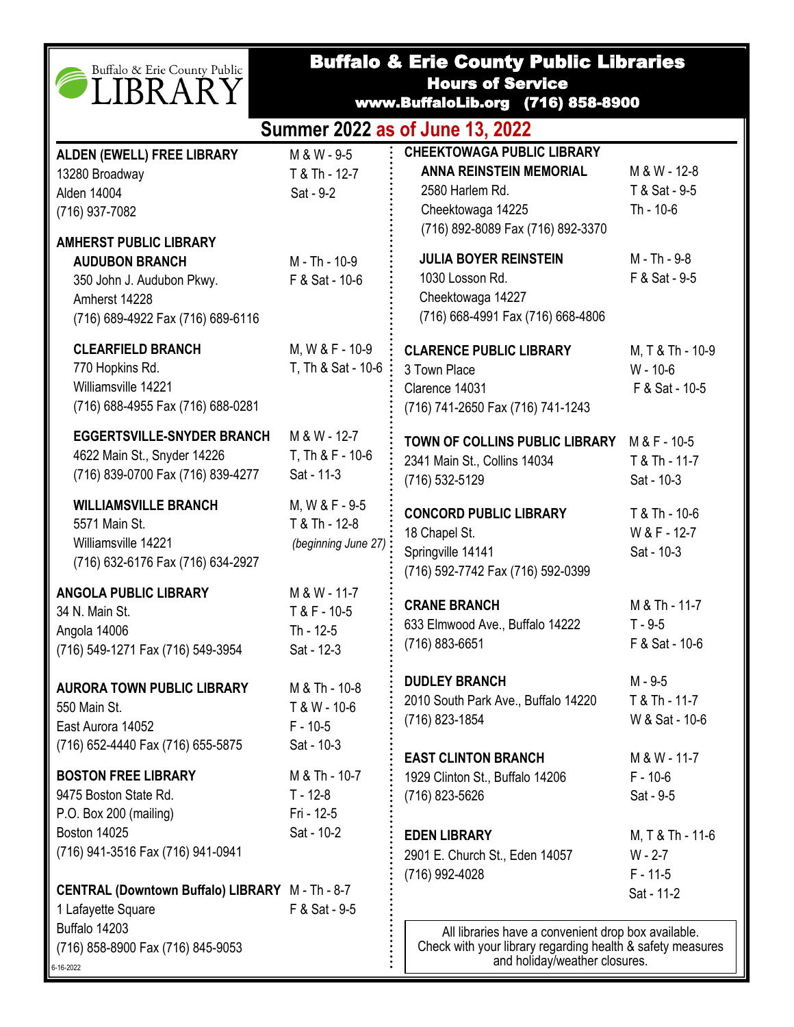# Buffalo & Erie County Public Libraries

## Hours of Service

**www.BuffaloLib.org (716) 858-8900**

## Summer 2022 as of June 13, 2022

**ALDEN (EWELL) FREE LIBRARY**
13280 Broadway
Alden 14004
(716) 937-7082

M & W - 9-5
T & Th - 12-7
Sat - 9-2

**AMHERST PUBLIC LIBRARY**

**AUDUBON BRANCH**
350 John J. Audubon Pkwy.
Amherst 14228
(716) 689-4922 Fax (716) 689-6116

M - Th - 10-9
F & Sat - 10-6

**CLEARFIELD BRANCH**
770 Hopkins Rd.
Williamsville 14221
(716) 688-4955 Fax (716) 688-0281

M, W & F - 10-9
T, Th & Sat - 10-6

**EGGERTSVILLE-SNYDER BRANCH**
4622 Main St., Snyder 14226
(716) 839-0700 Fax (716) 839-4277

M & W - 12-7
T, Th & F - 10-6
Sat - 11-3

**WILLIAMSVILLE BRANCH**
5571 Main St.
Williamsville 14221
(716) 632-6176 Fax (716) 634-2927

M, W & F - 9-5
T & Th - 12-8
*(beginning June 27)*

**ANGOLA PUBLIC LIBRARY**
34 N. Main St.
Angola 14006
(716) 549-1271 Fax (716) 549-3954

M & W - 11-7
T & F - 10-5
Th - 12-5
Sat - 12-3

**AURORA TOWN PUBLIC LIBRARY**
550 Main St.
East Aurora 14052
(716) 652-4440 Fax (716) 655-5875

M & Th - 10-8
T & W - 10-6
F - 10-5
Sat - 10-3

**BOSTON FREE LIBRARY**
9475 Boston State Rd.
P.O. Box 200 (mailing)
Boston 14025
(716) 941-3516 Fax (716) 941-0941

M & Th - 10-7
T - 12-8
Fri - 12-5
Sat - 10-2

**CENTRAL (Downtown Buffalo) LIBRARY**
1 Lafayette Square
Buffalo 14203
(716) 858-8900 Fax (716) 845-9053

M - Th - 8-7
F & Sat - 9-5

**CHEEKTOWAGA PUBLIC LIBRARY**

**ANNA REINSTEIN MEMORIAL**
2580 Harlem Rd.
Cheektowaga 14225
(716) 892-8089 Fax (716) 892-3370

M & W - 12-8
T & Sat - 9-5
Th - 10-6

**JULIA BOYER REINSTEIN**
1030 Losson Rd.
Cheektowaga 14227
(716) 668-4991 Fax (716) 668-4806

M - Th - 9-8
F & Sat - 9-5

**CLARENCE PUBLIC LIBRARY**
3 Town Place
Clarence 14031
(716) 741-2650 Fax (716) 741-1243

M, T & Th - 10-9
W - 10-6
F & Sat - 10-5

**TOWN OF COLLINS PUBLIC LIBRARY**
2341 Main St., Collins 14034
(716) 532-5129

M & F - 10-5
T & Th - 11-7
Sat - 10-3

**CONCORD PUBLIC LIBRARY**
18 Chapel St.
Springville 14141
(716) 592-7742 Fax (716) 592-0399

T & Th - 10-6
W & F - 12-7
Sat - 10-3

**CRANE BRANCH**
633 Elmwood Ave., Buffalo 14222
(716) 883-6651

M & Th - 11-7
T - 9-5
F & Sat - 10-6

**DUDLEY BRANCH**
2010 South Park Ave., Buffalo 14220
(716) 823-1854

M - 9-5
T & Th - 11-7
W & Sat - 10-6

**EAST CLINTON BRANCH**
1929 Clinton St., Buffalo 14206
(716) 823-5626

M & W - 11-7
F - 10-6
Sat - 9-5

**EDEN LIBRARY**
2901 E. Church St., Eden 14057
(716) 992-4028

M, T & Th - 11-6
W - 2-7
F - 11-5
Sat - 11-2

All libraries have a convenient drop box available. Check with your library regarding health & safety measures and holiday/weather closures.

6-16-2022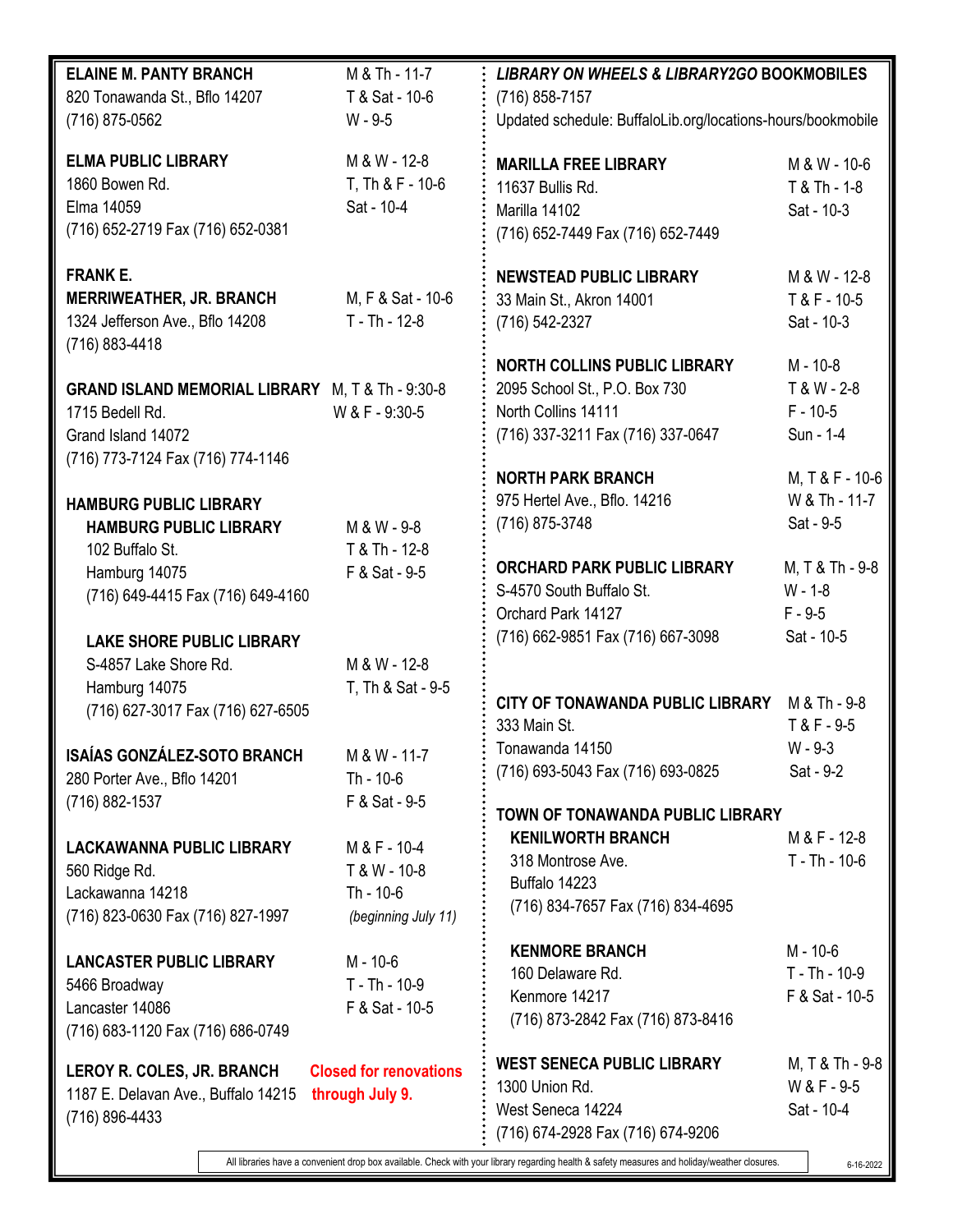**ELAINE M. PANTY BRANCH**
820 Tonawanda St., Bflo 14207
(716) 875-0562

M & Th - 11-7
T & Sat - 10-6
W - 9-5

**ELMA PUBLIC LIBRARY**
1860 Bowen Rd.
Elma 14059
(716) 652-2719 Fax (716) 652-0381

M & W - 12-8
T, Th & F - 10-6
Sat - 10-4

**FRANK E. MERRIWEATHER, JR. BRANCH**
1324 Jefferson Ave., Bflo 14208
(716) 883-4418

M, F & Sat - 10-6
T - Th - 12-8

**GRAND ISLAND MEMORIAL LIBRARY**
1715 Bedell Rd.
Grand Island 14072
(716) 773-7124 Fax (716) 774-1146

M, T & Th - 9:30-8
W & F - 9:30-5

**HAMBURG PUBLIC LIBRARY**

**HAMBURG PUBLIC LIBRARY**
102 Buffalo St.
Hamburg 14075
(716) 649-4415 Fax (716) 649-4160

M & W - 9-8
T & Th - 12-8
F & Sat - 9-5

**LAKE SHORE PUBLIC LIBRARY**
S-4857 Lake Shore Rd.
Hamburg 14075
(716) 627-3017 Fax (716) 627-6505

M & W - 12-8
T, Th & Sat - 9-5

**ISAÍAS GONZÁLEZ-SOTO BRANCH**
280 Porter Ave., Bflo 14201
(716) 882-1537

M & W - 11-7
Th - 10-6
F & Sat - 9-5

**LACKAWANNA PUBLIC LIBRARY**
560 Ridge Rd.
Lackawanna 14218
(716) 823-0630 Fax (716) 827-1997

M & F - 10-4
T & W - 10-8
Th - 10-6
*(beginning July 11)*

**LANCASTER PUBLIC LIBRARY**
5466 Broadway
Lancaster 14086
(716) 683-1120 Fax (716) 686-0749

M - 10-6
T - Th - 10-9
F & Sat - 10-5

**LEROY R. COLES, JR. BRANCH**
1187 E. Delavan Ave., Buffalo 14215
(716) 896-4433

**Closed for renovations through July 9.**

***LIBRARY ON WHEELS & LIBRARY2GO* BOOKMOBILES**
(716) 858-7157
Updated schedule: BuffaloLib.org/locations-hours/bookmobile

**MARILLA FREE LIBRARY**
11637 Bullis Rd.
Marilla 14102
(716) 652-7449 Fax (716) 652-7449

M & W - 10-6
T & Th - 1-8
Sat - 10-3

**NEWSTEAD PUBLIC LIBRARY**
33 Main St., Akron 14001
(716) 542-2327

M & W - 12-8
T & F - 10-5
Sat - 10-3

**NORTH COLLINS PUBLIC LIBRARY**
2095 School St., P.O. Box 730
North Collins 14111
(716) 337-3211 Fax (716) 337-0647

M - 10-8
T & W - 2-8
F - 10-5
Sun - 1-4

**NORTH PARK BRANCH**
975 Hertel Ave., Bflo. 14216
(716) 875-3748

M, T & F - 10-6
W & Th - 11-7
Sat - 9-5

**ORCHARD PARK PUBLIC LIBRARY**
S-4570 South Buffalo St.
Orchard Park 14127
(716) 662-9851 Fax (716) 667-3098

M, T & Th - 9-8
W - 1-8
F - 9-5
Sat - 10-5

**CITY OF TONAWANDA PUBLIC LIBRARY**
333 Main St.
Tonawanda 14150
(716) 693-5043 Fax (716) 693-0825

M & Th - 9-8
T & F - 9-5
W - 9-3
Sat - 9-2

**TOWN OF TONAWANDA PUBLIC LIBRARY**

**KENILWORTH BRANCH**
318 Montrose Ave.
Buffalo 14223
(716) 834-7657 Fax (716) 834-4695

M & F - 12-8
T - Th - 10-6

**KENMORE BRANCH**
160 Delaware Rd.
Kenmore 14217
(716) 873-2842 Fax (716) 873-8416

M - 10-6
T - Th - 10-9
F & Sat - 10-5

**WEST SENECA PUBLIC LIBRARY**
1300 Union Rd.
West Seneca 14224
(716) 674-2928 Fax (716) 674-9206

M, T & Th - 9-8
W & F - 9-5
Sat - 10-4

All libraries have a convenient drop box available. Check with your library regarding health & safety measures and holiday/weather closures.

6-16-2022